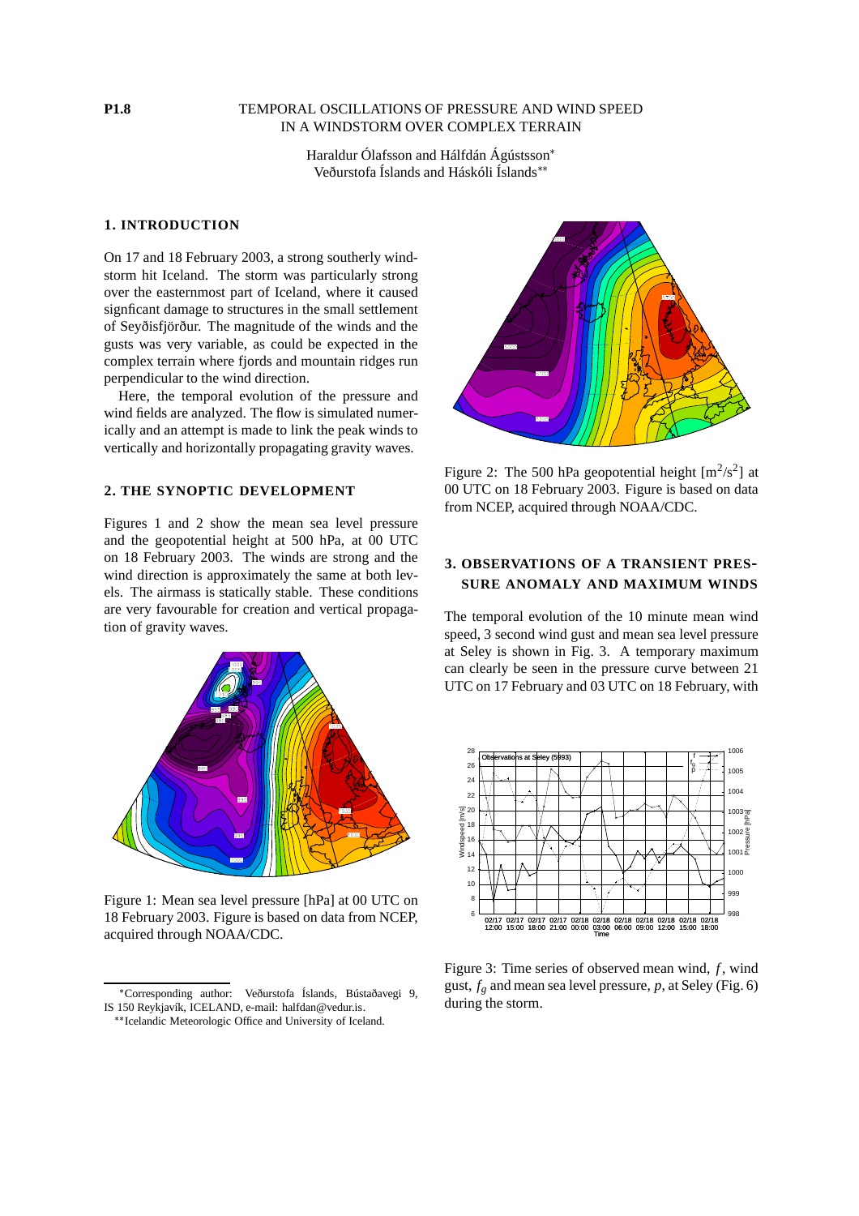**P1.8**

# TEMPORAL OSCILLATIONS OF PRESSURE AND WIND SPEED IN A WINDSTORM OVER COMPLEX TERRAIN

Haraldur Ólafsson and Hálfdán Ágústsson*
Veðurstofa Íslands and Háskóli Íslands**

## 1. INTRODUCTION

On 17 and 18 February 2003, a strong southerly windstorm hit Iceland. The storm was particularly strong over the easternmost part of Iceland, where it caused signficant damage to structures in the small settlement of Seyðisfjörður. The magnitude of the winds and the gusts was very variable, as could be expected in the complex terrain where fjords and mountain ridges run perpendicular to the wind direction.

Here, the temporal evolution of the pressure and wind fields are analyzed. The flow is simulated numerically and an attempt is made to link the peak winds to vertically and horizontally propagating gravity waves.

## 2. THE SYNOPTIC DEVELOPMENT

Figures 1 and 2 show the mean sea level pressure and the geopotential height at 500 hPa, at 00 UTC on 18 February 2003. The winds are strong and the wind direction is approximately the same at both levels. The airmass is statically stable. These conditions are very favourable for creation and vertical propagation of gravity waves.

Figure 1: Mean sea level pressure [hPa] at 00 UTC on 18 February 2003. Figure is based on data from NCEP, acquired through NOAA/CDC.

Figure 2: The 500 hPa geopotential height [$m^2/s^2$] at 00 UTC on 18 February 2003. Figure is based on data from NCEP, acquired through NOAA/CDC.

## 3. OBSERVATIONS OF A TRANSIENT PRESSURE ANOMALY AND MAXIMUM WINDS

The temporal evolution of the 10 minute mean wind speed, 3 second wind gust and mean sea level pressure at Seley is shown in Fig. 3. A temporary maximum can clearly be seen in the pressure curve between 21 UTC on 17 February and 03 UTC on 18 February, with

Figure 3: Time series of observed mean wind, $f$, wind gust, $f_g$ and mean sea level pressure, $p$, at Seley (Fig. 6) during the storm.

*Corresponding author: Veðurstofa Íslands, Bústaðavegi 9, IS 150 Reykjavík, ICELAND, e-mail: halfdan@vedur.is.

**Icelandic Meteorologic Office and University of Iceland.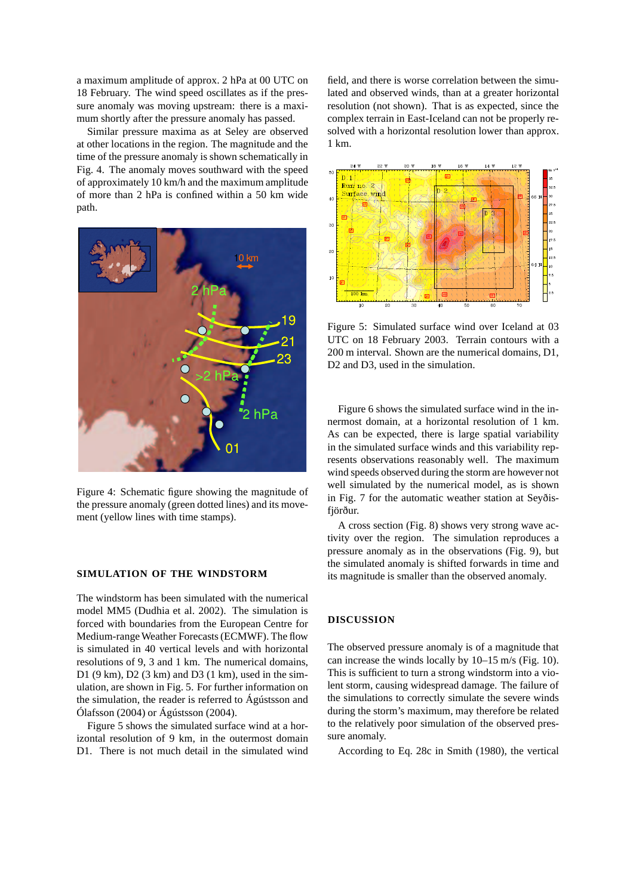a maximum amplitude of approx. 2 hPa at 00 UTC on 18 February. The wind speed oscillates as if the pressure anomaly was moving upstream: there is a maximum shortly after the pressure anomaly has passed.

Similar pressure maxima as at Seley are observed at other locations in the region. The magnitude and the time of the pressure anomaly is shown schematically in Fig. 4. The anomaly moves southward with the speed of approximately 10 km/h and the maximum amplitude of more than 2 hPa is confined within a 50 km wide path.

Figure 4: Schematic figure showing the magnitude of the pressure anomaly (green dotted lines) and its movement (yellow lines with time stamps).

## SIMULATION OF THE WINDSTORM

The windstorm has been simulated with the numerical model MM5 (Dudhia et al. 2002). The simulation is forced with boundaries from the European Centre for Medium-range Weather Forecasts (ECMWF). The flow is simulated in 40 vertical levels and with horizontal resolutions of 9, 3 and 1 km. The numerical domains, D1 (9 km), D2 (3 km) and D3 (1 km), used in the simulation, are shown in Fig. 5. For further information on the simulation, the reader is referred to Ágústsson and Ólafsson (2004) or Ágústsson (2004).

Figure 5 shows the simulated surface wind at a horizontal resolution of 9 km, in the outermost domain D1. There is not much detail in the simulated wind field, and there is worse correlation between the simulated and observed winds, than at a greater horizontal resolution (not shown). That is as expected, since the complex terrain in East-Iceland can not be properly resolved with a horizontal resolution lower than approx. 1 km.

Figure 5: Simulated surface wind over Iceland at 03 UTC on 18 February 2003. Terrain contours with a 200 m interval. Shown are the numerical domains, D1, D2 and D3, used in the simulation.

Figure 6 shows the simulated surface wind in the innermost domain, at a horizontal resolution of 1 km. As can be expected, there is large spatial variability in the simulated surface winds and this variability represents observations reasonably well. The maximum wind speeds observed during the storm are however not well simulated by the numerical model, as is shown in Fig. 7 for the automatic weather station at Seyðisfjörður.

A cross section (Fig. 8) shows very strong wave activity over the region. The simulation reproduces a pressure anomaly as in the observations (Fig. 9), but the simulated anomaly is shifted forwards in time and its magnitude is smaller than the observed anomaly.

## DISCUSSION

The observed pressure anomaly is of a magnitude that can increase the winds locally by 10–15 m/s (Fig. 10). This is sufficient to turn a strong windstorm into a violent storm, causing widespread damage. The failure of the simulations to correctly simulate the severe winds during the storm's maximum, may therefore be related to the relatively poor simulation of the observed pressure anomaly.

According to Eq. 28c in Smith (1980), the vertical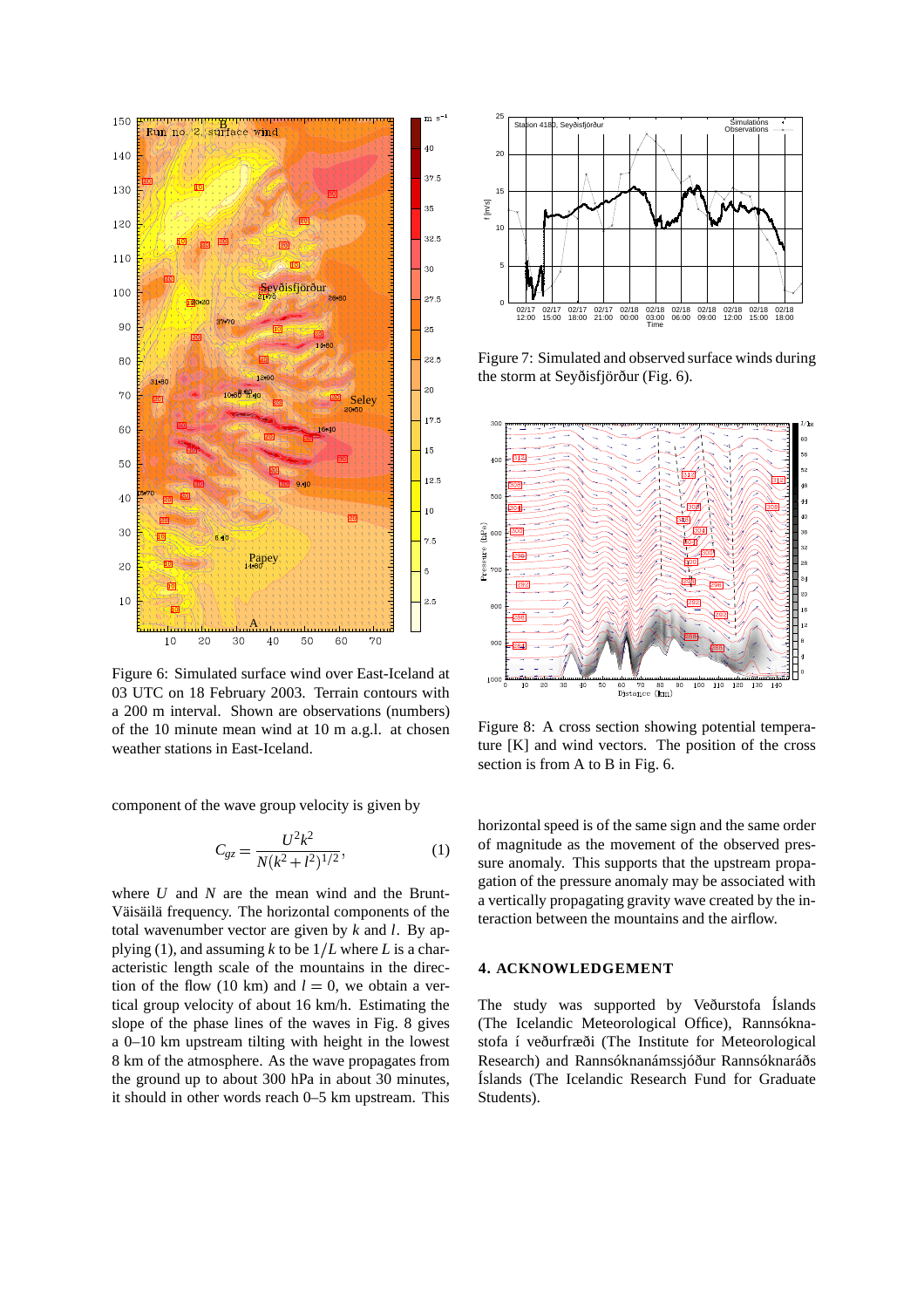Figure 6: Simulated surface wind over East-Iceland at 03 UTC on 18 February 2003. Terrain contours with a 200 m interval. Shown are observations (numbers) of the 10 minute mean wind at 10 m a.g.l. at chosen weather stations in East-Iceland.

Figure 7: Simulated and observed surface winds during the storm at Seyðisfjörður (Fig. 6).

Figure 8: A cross section showing potential temperature [K] and wind vectors. The position of the cross section is from A to B in Fig. 6.

component of the wave group velocity is given by

$$C_{gz} = \frac{U^2 k^2}{N(k^2 + l^2)^{1/2}}, \tag{1}$$

where $U$ and $N$ are the mean wind and the Brunt-Väisälä frequency. The horizontal components of the total wavenumber vector are given by $k$ and $l$. By applying (1), and assuming $k$ to be $1/L$ where $L$ is a characteristic length scale of the mountains in the direction of the flow (10 km) and $l = 0$, we obtain a vertical group velocity of about 16 km/h. Estimating the slope of the phase lines of the waves in Fig. 8 gives a 0–10 km upstream tilting with height in the lowest 8 km of the atmosphere. As the wave propagates from the ground up to about 300 hPa in about 30 minutes, it should in other words reach 0–5 km upstream. This horizontal speed is of the same sign and the same order of magnitude as the movement of the observed pressure anomaly. This supports that the upstream propagation of the pressure anomaly may be associated with a vertically propagating gravity wave created by the interaction between the mountains and the airflow.

## 4. ACKNOWLEDGEMENT

The study was supported by Veðurstofa Íslands (The Icelandic Meteorological Office), Rannsóknastofa í veðurfræði (The Institute for Meteorological Research) and Rannsóknanámssjóður Rannsóknaráðs Íslands (The Icelandic Research Fund for Graduate Students).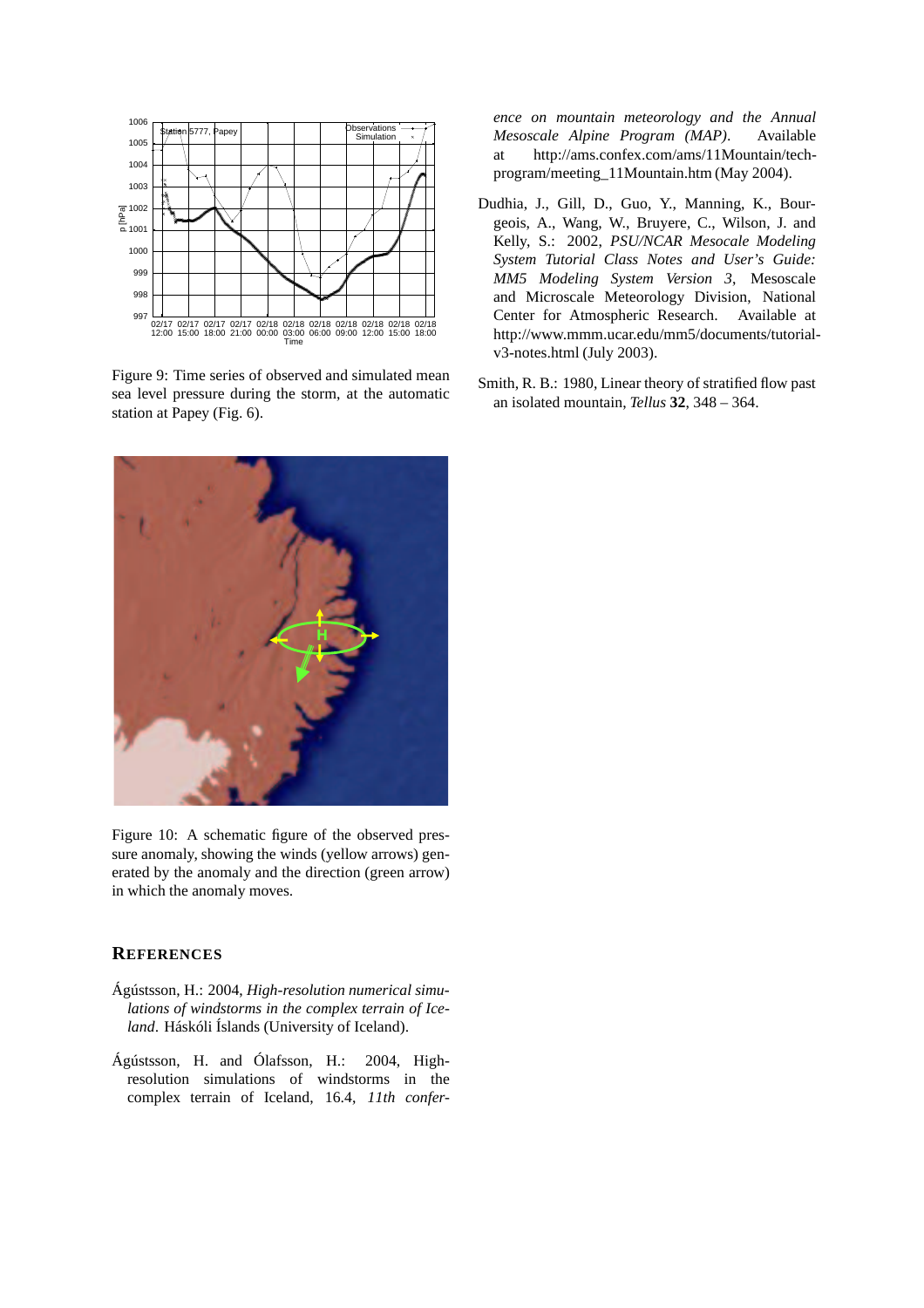Station 5777, Papey

Observations
Simulation

p [hPa]

1006
1005
1004
1003
1002
1001
1000
999
998
997

02/17 12:00
02/17 15:00
02/17 18:00
02/17 21:00
02/18 00:00
02/18 03:00
02/18 06:00
02/18 09:00
02/18 12:00
02/18 15:00
02/18 18:00

Time

Figure 9: Time series of observed and simulated mean sea level pressure during the storm, at the automatic station at Papey (Fig. 6).

H

Figure 10: A schematic figure of the observed pressure anomaly, showing the winds (yellow arrows) generated by the anomaly and the direction (green arrow) in which the anomaly moves.

## REFERENCES

Ágústsson, H.: 2004, *High-resolution numerical simulations of windstorms in the complex terrain of Iceland*. Háskóli Íslands (University of Iceland).

Ágústsson, H. and Ólafsson, H.: 2004, High-resolution simulations of windstorms in the complex terrain of Iceland, 16.4, *11th conference on mountain meteorology and the Annual Mesoscale Alpine Program (MAP)*. Available at http://ams.confex.com/ams/11Mountain/tech-program/meeting_11Mountain.htm (May 2004).

Dudhia, J., Gill, D., Guo, Y., Manning, K., Bourgeois, A., Wang, W., Bruyere, C., Wilson, J. and Kelly, S.: 2002, *PSU/NCAR Mesocale Modeling System Tutorial Class Notes and User's Guide: MM5 Modeling System Version 3*, Mesoscale and Microscale Meteorology Division, National Center for Atmospheric Research. Available at http://www.mmm.ucar.edu/mm5/documents/tutorial-v3-notes.html (July 2003).

Smith, R. B.: 1980, Linear theory of stratified flow past an isolated mountain, *Tellus* **32**, 348 – 364.